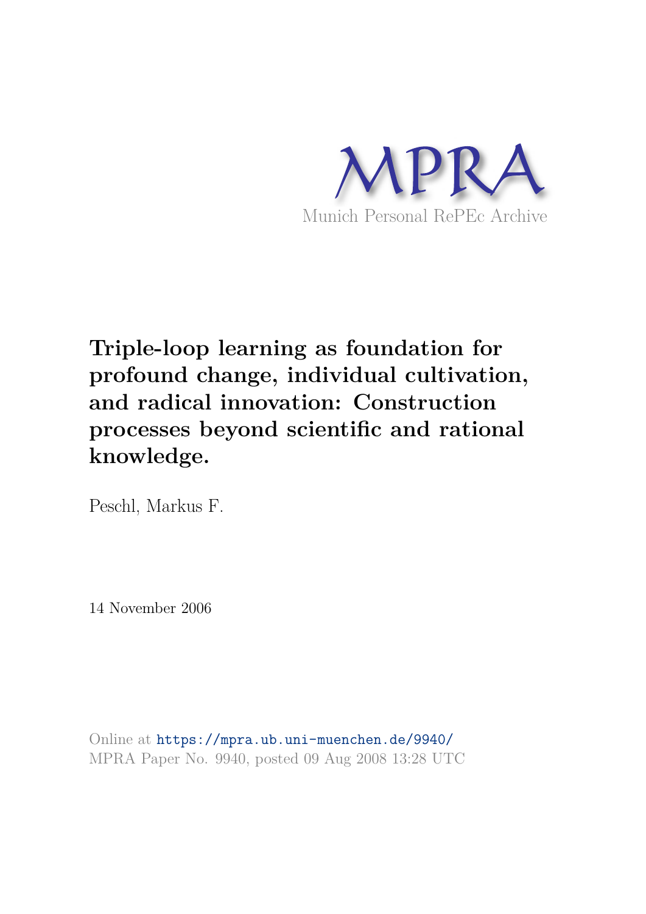MPRA

Munich Personal RePEc Archive

# Triple-loop learning as foundation for profound change, individual cultivation, and radical innovation: Construction processes beyond scientific and rational knowledge.

Peschl, Markus F.

14 November 2006

Online at https://mpra.ub.uni-muenchen.de/9940/
MPRA Paper No. 9940, posted 09 Aug 2008 13:28 UTC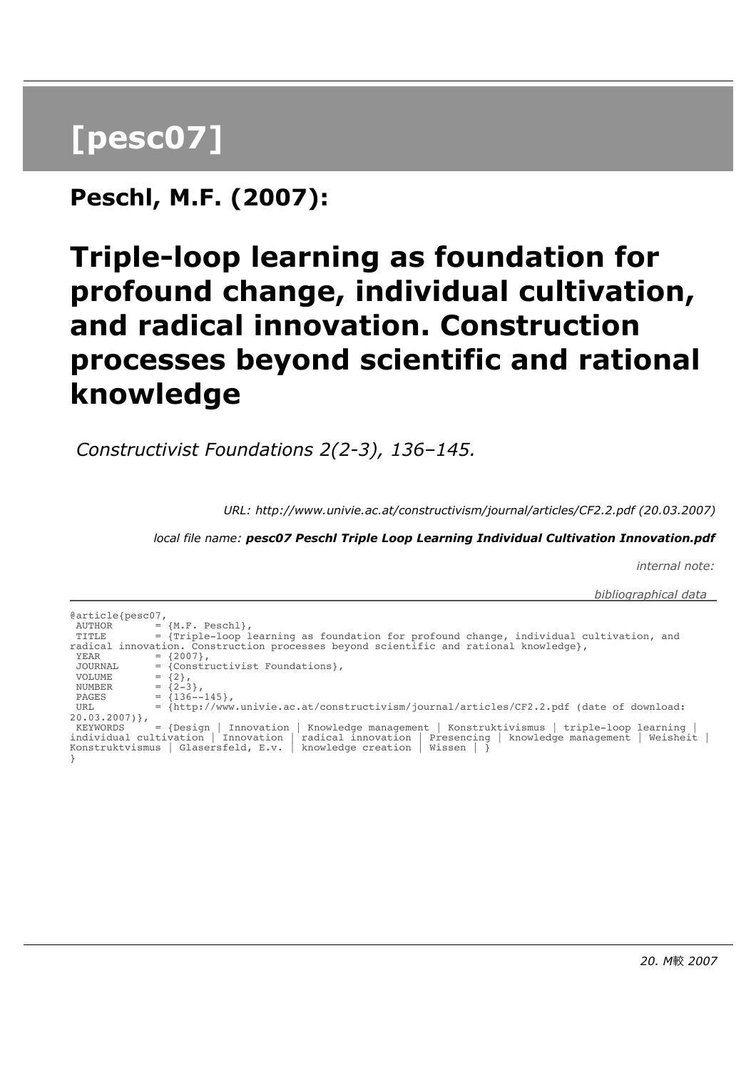# [pesc07]

## Peschl, M.F. (2007):

# Triple-loop learning as foundation for profound change, individual cultivation, and radical innovation. Construction processes beyond scientific and rational knowledge

*Constructivist Foundations 2(2-3), 136–145.*

*URL: http://www.univie.ac.at/constructivism/journal/articles/CF2.2.pdf (20.03.2007)*

*local file name:* ***pesc07 Peschl Triple Loop Learning Individual Cultivation Innovation.pdf***

*internal note:*

*bibliographical data*

```
@article{pesc07,
 AUTHOR      = {M.F. Peschl},
 TITLE       = {Triple-loop learning as foundation for profound change, individual cultivation, and
radical innovation. Construction processes beyond scientific and rational knowledge},
 YEAR        = {2007},
 JOURNAL     = {Constructivist Foundations},
 VOLUME      = {2},
 NUMBER      = {2-3},
 PAGES       = {136--145},
 URL         = {http://www.univie.ac.at/constructivism/journal/articles/CF2.2.pdf (date of download:
20.03.2007)},
 KEYWORDS    = {Design | Innovation | Knowledge management | Konstruktivismus | triple-loop learning |
individual cultivation | Innovation | radical innovation | Presencing | knowledge management | Weisheit |
Konstruktvismus | Glasersfeld, E.v. | knowledge creation | Wissen | }
}
```

*20. M較 2007*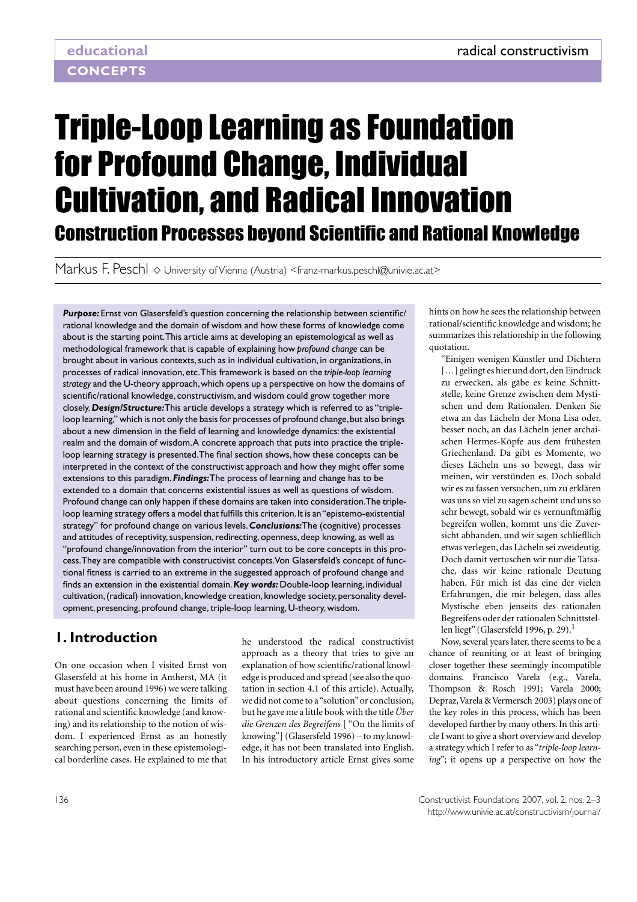educational CONCEPTS

radical constructivism

# Triple-Loop Learning as Foundation for Profound Change, Individual Cultivation, and Radical Innovation

## Construction Processes beyond Scientific and Rational Knowledge

Markus F. Peschl ◇ University of Vienna (Austria) <franz-markus.peschl@univie.ac.at>

***Purpose:*** Ernst von Glasersfeld's question concerning the relationship between scientific/rational knowledge and the domain of wisdom and how these forms of knowledge come about is the starting point. This article aims at developing an epistemological as well as methodological framework that is capable of explaining how *profound change* can be brought about in various contexts, such as in individual cultivation, in organizations, in processes of radical innovation, etc. This framework is based on the *triple-loop learning strategy* and the U-theory approach, which opens up a perspective on how the domains of scientific/rational knowledge, constructivism, and wisdom could grow together more closely. ***Design/Structure:*** This article develops a strategy which is referred to as "triple-loop learning," which is not only the basis for processes of profound change, but also brings about a new dimension in the field of learning and knowledge dynamics: the existential realm and the domain of wisdom. A concrete approach that puts into practice the triple-loop learning strategy is presented. The final section shows, how these concepts can be interpreted in the context of the constructivist approach and how they might offer some extensions to this paradigm. ***Findings:*** The process of learning and change has to be extended to a domain that concerns existential issues as well as questions of wisdom. Profound change can only happen if these domains are taken into consideration. The triple-loop learning strategy offers a model that fulfills this criterion. It is an "epistemo-existential strategy" for profound change on various levels. ***Conclusions:*** The (cognitive) processes and attitudes of receptivity, suspension, redirecting, openness, deep knowing, as well as "profound change/innovation from the interior" turn out to be core concepts in this process. They are compatible with constructivist concepts. Von Glasersfeld's concept of functional fitness is carried to an extreme in the suggested approach of profound change and finds an extension in the existential domain. ***Key words:*** Double-loop learning, individual cultivation, (radical) innovation, knowledge creation, knowledge society, personality development, presencing, profound change, triple-loop learning, U-theory, wisdom.

## 1. Introduction

On one occasion when I visited Ernst von Glasersfeld at his home in Amherst, MA (it must have been around 1996) we were talking about questions concerning the limits of rational and scientific knowledge (and knowing) and its relationship to the notion of wisdom. I experienced Ernst as an honestly searching person, even in these epistemological borderline cases. He explained to me that he understood the radical constructivist approach as a theory that tries to give an explanation of how scientific/rational knowledge is produced and spread (see also the quotation in section 4.1 of this article). Actually, we did not come to a "solution" or conclusion, but he gave me a little book with the title *Über die Grenzen des Begreifens* ["On the limits of knowing"] (Glasersfeld 1996) – to my knowledge, it has not been translated into English. In his introductory article Ernst gives some hints on how he sees the relationship between rational/scientific knowledge and wisdom; he summarizes this relationship in the following quotation.

"Einigen wenigen Künstler und Dichtern […] gelingt es hier und dort, den Eindruck zu erwecken, als gäbe es keine Schnittstelle, keine Grenze zwischen dem Mystischen und dem Rationalen. Denken Sie etwa an das Lächeln der Mona Lisa oder, besser noch, an das Lächeln jener archaischen Hermes-Köpfe aus dem frühesten Griechenland. Da gibt es Momente, wo dieses Lächeln uns so bewegt, dass wir meinen, wir verstünden es. Doch sobald wir es zu fassen versuchen, um zu erklären was uns so viel zu sagen scheint und uns so sehr bewegt, sobald wir es vernunftmäßig begreifen wollen, kommt uns die Zuversicht abhanden, und wir sagen schließlich etwas verlegen, das Lächeln sei zweideutig. Doch damit vertuschen wir nur die Tatsache, dass wir keine rationale Deutung haben. Für mich ist das eine der vielen Erfahrungen, die mir belegen, dass alles Mystische eben jenseits des rationalen Begreifens oder der rationalen Schnittstellen liegt" (Glasersfeld 1996, p. 29).[1]

Now, several years later, there seems to be a chance of reuniting or at least of bringing closer together these seemingly incompatible domains. Francisco Varela (e.g., Varela, Thompson & Rosch 1991; Varela 2000; Depraz, Varela & Vermersch 2003) plays one of the key roles in this process, which has been developed further by many others. In this article I want to give a short overview and develop a strategy which I refer to as "*triple-loop learning*"; it opens up a perspective on how the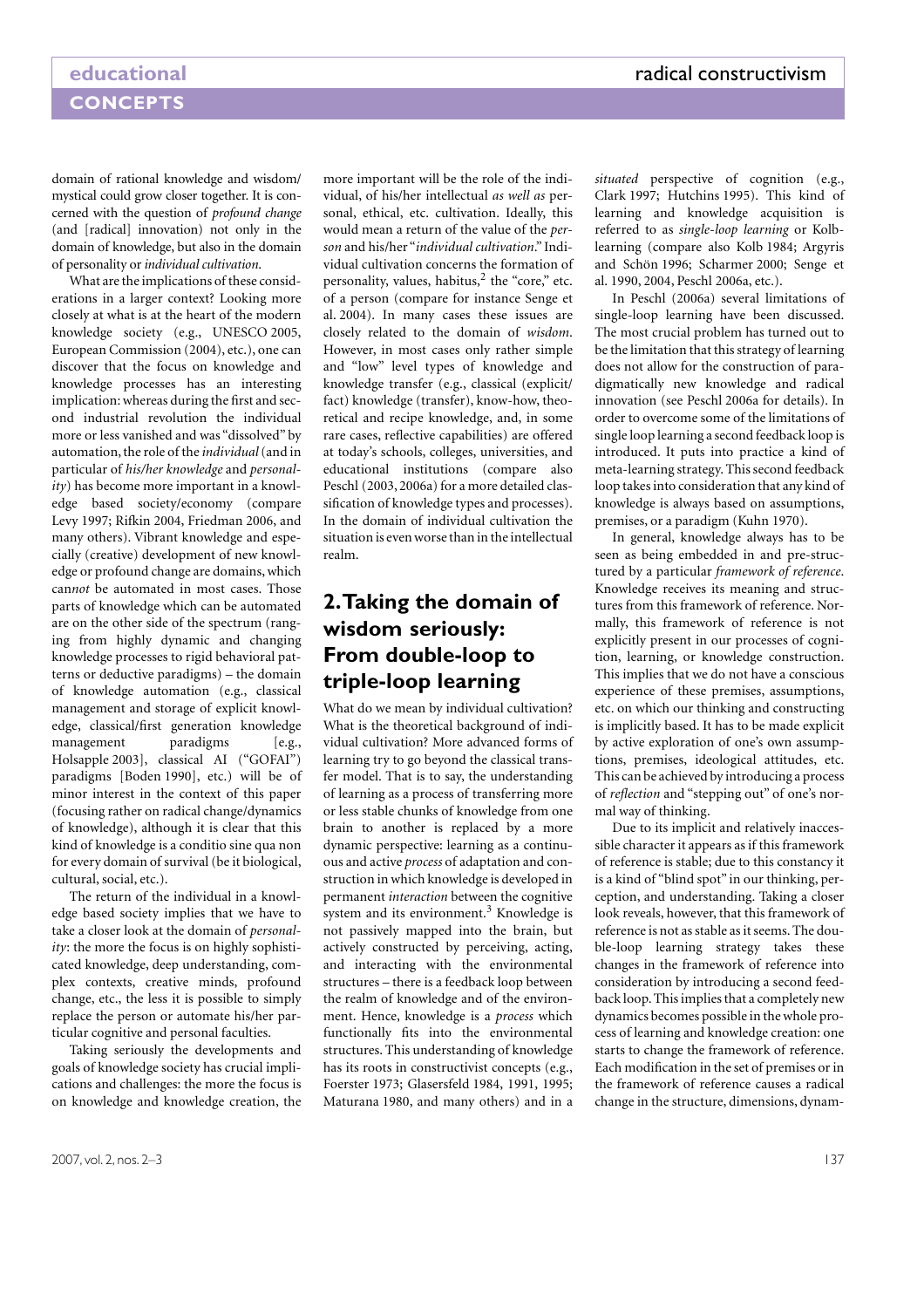domain of rational knowledge and wisdom/mystical could grow closer together. It is concerned with the question of *profound change* (and [radical] innovation) not only in the domain of knowledge, but also in the domain of personality or *individual cultivation*.

What are the implications of these considerations in a larger context? Looking more closely at what is at the heart of the modern knowledge society (e.g., UNESCO 2005, European Commission (2004), etc.), one can discover that the focus on knowledge and knowledge processes has an interesting implication: whereas during the first and second industrial revolution the individual more or less vanished and was "dissolved" by automation, the role of the *individual* (and in particular of *his/her knowledge* and *personality*) has become more important in a knowledge based society/economy (compare Levy 1997; Rifkin 2004, Friedman 2006, and many others). Vibrant knowledge and especially (creative) development of new knowledge or profound change are domains, which can*not* be automated in most cases. Those parts of knowledge which can be automated are on the other side of the spectrum (ranging from highly dynamic and changing knowledge processes to rigid behavioral patterns or deductive paradigms) – the domain of knowledge automation (e.g., classical management and storage of explicit knowledge, classical/first generation knowledge management paradigms [e.g., Holsapple 2003], classical AI ("GOFAI") paradigms [Boden 1990], etc.) will be of minor interest in the context of this paper (focusing rather on radical change/dynamics of knowledge), although it is clear that this kind of knowledge is a conditio sine qua non for every domain of survival (be it biological, cultural, social, etc.).

The return of the individual in a knowledge based society implies that we have to take a closer look at the domain of *personality*: the more the focus is on highly sophisticated knowledge, deep understanding, complex contexts, creative minds, profound change, etc., the less it is possible to simply replace the person or automate his/her particular cognitive and personal faculties.

Taking seriously the developments and goals of knowledge society has crucial implications and challenges: the more the focus is on knowledge and knowledge creation, the more important will be the role of the individual, of his/her intellectual *as well as* personal, ethical, etc. cultivation. Ideally, this would mean a return of the value of the *person* and his/her "*individual cultivation*." Individual cultivation concerns the formation of personality, values, habitus,[2] the "core," etc. of a person (compare for instance Senge et al. 2004). In many cases these issues are closely related to the domain of *wisdom*. However, in most cases only rather simple and "low" level types of knowledge and knowledge transfer (e.g., classical (explicit/fact) knowledge (transfer), know-how, theoretical and recipe knowledge, and, in some rare cases, reflective capabilities) are offered at today's schools, colleges, universities, and educational institutions (compare also Peschl (2003, 2006a) for a more detailed classification of knowledge types and processes). In the domain of individual cultivation the situation is even worse than in the intellectual realm.

## 2. Taking the domain of wisdom seriously: From double-loop to triple-loop learning

What do we mean by individual cultivation? What is the theoretical background of individual cultivation? More advanced forms of learning try to go beyond the classical transfer model. That is to say, the understanding of learning as a process of transferring more or less stable chunks of knowledge from one brain to another is replaced by a more dynamic perspective: learning as a continuous and active *process* of adaptation and construction in which knowledge is developed in permanent *interaction* between the cognitive system and its environment.[3] Knowledge is not passively mapped into the brain, but actively constructed by perceiving, acting, and interacting with the environmental structures – there is a feedback loop between the realm of knowledge and of the environment. Hence, knowledge is a *process* which functionally fits into the environmental structures. This understanding of knowledge has its roots in constructivist concepts (e.g., Foerster 1973; Glasersfeld 1984, 1991, 1995; Maturana 1980, and many others) and in a *situated* perspective of cognition (e.g., Clark 1997; Hutchins 1995). This kind of learning and knowledge acquisition is referred to as *single-loop learning* or Kolb-learning (compare also Kolb 1984; Argyris and Schön 1996; Scharmer 2000; Senge et al. 1990, 2004, Peschl 2006a, etc.).

In Peschl (2006a) several limitations of single-loop learning have been discussed. The most crucial problem has turned out to be the limitation that this strategy of learning does not allow for the construction of paradigmatically new knowledge and radical innovation (see Peschl 2006a for details). In order to overcome some of the limitations of single loop learning a second feedback loop is introduced. It puts into practice a kind of meta-learning strategy. This second feedback loop takes into consideration that any kind of knowledge is always based on assumptions, premises, or a paradigm (Kuhn 1970).

In general, knowledge always has to be seen as being embedded in and pre-structured by a particular *framework of reference*. Knowledge receives its meaning and structures from this framework of reference. Normally, this framework of reference is not explicitly present in our processes of cognition, learning, or knowledge construction. This implies that we do not have a conscious experience of these premises, assumptions, etc. on which our thinking and constructing is implicitly based. It has to be made explicit by active exploration of one's own assumptions, premises, ideological attitudes, etc. This can be achieved by introducing a process of *reflection* and "stepping out" of one's normal way of thinking.

Due to its implicit and relatively inaccessible character it appears as if this framework of reference is stable; due to this constancy it is a kind of "blind spot" in our thinking, perception, and understanding. Taking a closer look reveals, however, that this framework of reference is not as stable as it seems. The double-loop learning strategy takes these changes in the framework of reference into consideration by introducing a second feedback loop. This implies that a completely new dynamics becomes possible in the whole process of learning and knowledge creation: one starts to change the framework of reference. Each modification in the set of premises or in the framework of reference causes a radical change in the structure, dimensions, dynam-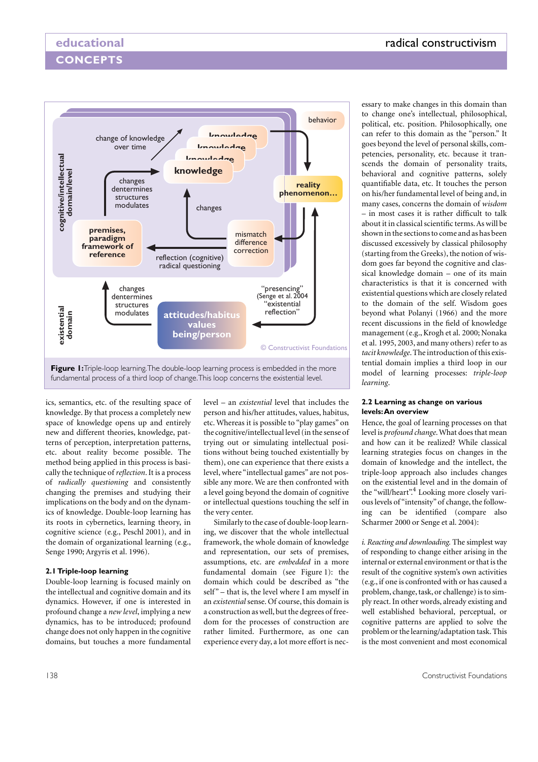Figure 1: Triple-loop learning. The double-loop learning process is embedded in the more fundamental process of a third loop of change. This loop concerns the existential level.

ics, semantics, etc. of the resulting space of knowledge. By that process a completely new space of knowledge opens up and entirely new and different theories, knowledge, patterns of perception, interpretation patterns, etc. about reality become possible. The method being applied in this process is basically the technique of *reflection*. It is a process of *radically questioning* and consistently changing the premises and studying their implications on the body and on the dynamics of knowledge. Double-loop learning has its roots in cybernetics, learning theory, in cognitive science (e.g., Peschl 2001), and in the domain of organizational learning (e.g., Senge 1990; Argyris et al. 1996).

### 2.1 Triple-loop learning

Double-loop learning is focused mainly on the intellectual and cognitive domain and its dynamics. However, if one is interested in profound change a *new level*, implying a new dynamics, has to be introduced; profound change does not only happen in the cognitive domains, but touches a more fundamental level – an *existential* level that includes the person and his/her attitudes, values, habitus, etc. Whereas it is possible to "play games" on the cognitive/intellectual level (in the sense of trying out or simulating intellectual positions without being touched existentially by them), one can experience that there exists a level, where "intellectual games" are not possible any more. We are then confronted with a level going beyond the domain of cognitive or intellectual questions touching the self in the very center.

Similarly to the case of double-loop learning, we discover that the whole intellectual framework, the whole domain of knowledge and representation, our sets of premises, assumptions, etc. are *embedded* in a more fundamental domain (see Figure 1): the domain which could be described as "the self" – that is, the level where I am myself in an *existential* sense. Of course, this domain is a construction as well, but the degrees of freedom for the processes of construction are rather limited. Furthermore, as one can experience every day, a lot more effort is necessary to make changes in this domain than to change one's intellectual, philosophical, political, etc. position. Philosophically, one can refer to this domain as the "person." It goes beyond the level of personal skills, competencies, personality, etc. because it transcends the domain of personality traits, behavioral and cognitive patterns, solely quantifiable data, etc. It touches the person on his/her fundamental level of being and, in many cases, concerns the domain of *wisdom* – in most cases it is rather difficult to talk about it in classical scientific terms. As will be shown in the sections to come and as has been discussed excessively by classical philosophy (starting from the Greeks), the notion of wisdom goes far beyond the cognitive and classical knowledge domain – one of its main characteristics is that it is concerned with existential questions which are closely related to the domain of the self. Wisdom goes beyond what Polanyi (1966) and the more recent discussions in the field of knowledge management (e.g., Krogh et al. 2000; Nonaka et al. 1995, 2003, and many others) refer to as *tacit knowledge*. The introduction of this existential domain implies a third loop in our model of learning processes: *triple-loop learning*.

### 2.2 Learning as change on various levels: An overview

Hence, the goal of learning processes on that level is *profound change*. What does that mean and how can it be realized? While classical learning strategies focus on changes in the domain of knowledge and the intellect, the triple-loop approach also includes changes on the existential level and in the domain of the "will/heart".[4] Looking more closely various levels of "intensity" of change, the following can be identified (compare also Scharmer 2000 or Senge et al. 2004):

*i. Reacting and downloading.* The simplest way of responding to change either arising in the internal or external environment or that is the result of the cognitive system's own activities (e.g., if one is confronted with or has caused a problem, change, task, or challenge) is to simply react. In other words, already existing and well established behavioral, perceptual, or cognitive patterns are applied to solve the problem or the learning/adaptation task. This is the most convenient and most economical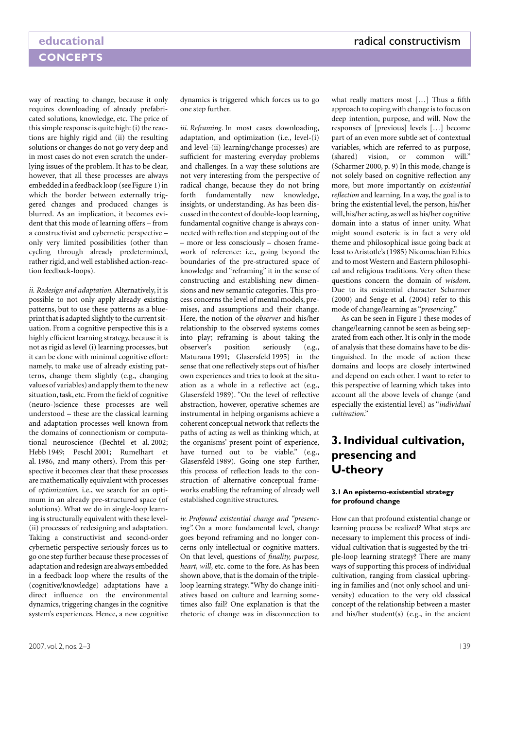way of reacting to change, because it only requires downloading of already prefabricated solutions, knowledge, etc. The price of this simple response is quite high: (i) the reactions are highly rigid and (ii) the resulting solutions or changes do not go very deep and in most cases do not even scratch the underlying issues of the problem. It has to be clear, however, that all these processes are always embedded in a feedback loop (see Figure 1) in which the border between externally triggered changes and produced changes is blurred. As an implication, it becomes evident that this mode of learning offers – from a constructivist and cybernetic perspective – only very limited possibilities (other than cycling through already predetermined, rather rigid, and well established action-reaction feedback-loops).

*ii. Redesign and adaptation.* Alternatively, it is possible to not only apply already existing patterns, but to use these patterns as a blueprint that is adapted slightly to the current situation. From a cognitive perspective this is a highly efficient learning strategy, because it is not as rigid as level (i) learning processes, but it can be done with minimal cognitive effort: namely, to make use of already existing patterns, change them slightly (e.g., changing values of variables) and apply them to the new situation, task, etc. From the field of cognitive (neuro-)science these processes are well understood – these are the classical learning and adaptation processes well known from the domains of connectionism or computational neuroscience (Bechtel et al. 2002; Hebb 1949; Peschl 2001; Rumelhart et al. 1986, and many others). From this perspective it becomes clear that these processes are mathematically equivalent with processes of *optimization,* i.e., we search for an optimum in an already pre-structured space (of solutions). What we do in single-loop learning is structurally equivalent with these level-(ii) processes of redesigning and adaptation. Taking a constructivist and second-order cybernetic perspective seriously forces us to go one step further because these processes of adaptation and redesign are always embedded in a feedback loop where the results of the (cognitive/knowledge) adaptations have a direct influence on the environmental dynamics, triggering changes in the cognitive system's experiences. Hence, a new cognitive dynamics is triggered which forces us to go one step further.

*iii. Reframing.* In most cases downloading, adaptation, and optimization (i.e., level-(i) and level-(ii) learning/change processes) are sufficient for mastering everyday problems and challenges. In a way these solutions are not very interesting from the perspective of radical change, because they do not bring forth fundamentally new knowledge, insights, or understanding. As has been discussed in the context of double-loop learning, fundamental cognitive change is always connected with reflection and stepping out of the – more or less consciously – chosen framework of reference: i.e., going beyond the boundaries of the pre-structured space of knowledge and "reframing" it in the sense of constructing and establishing new dimensions and new semantic categories. This process concerns the level of mental models, premises, and assumptions and their change. Here, the notion of the *observer* and his/her relationship to the observed systems comes into play; reframing is about taking the observer's position seriously (e.g., Maturana 1991; Glasersfeld 1995) in the sense that one reflectively steps out of his/her own experiences and tries to look at the situation as a whole in a reflective act (e.g., Glasersfeld 1989). "On the level of reflective abstraction, however, operative schemes are instrumental in helping organisms achieve a coherent conceptual network that reflects the paths of acting as well as thinking which, at the organisms' present point of experience, have turned out to be viable." (e.g., Glasersfeld 1989). Going one step further, this process of reflection leads to the construction of alternative conceptual frameworks enabling the reframing of already well established cognitive structures.

*iv. Profound existential change and "presencing".* On a more fundamental level, change goes beyond reframing and no longer concerns only intellectual or cognitive matters. On that level, questions of *finality, purpose, heart, will*, etc. come to the fore. As has been shown above, that is the domain of the triple-loop learning strategy. "Why do change initiatives based on culture and learning sometimes also fail? One explanation is that the rhetoric of change was in disconnection to what really matters most […] Thus a fifth approach to coping with change is to focus on deep intention, purpose, and will. Now the responses of [previous] levels […] become part of an even more subtle set of contextual variables, which are referred to as purpose, (shared) vision, or common will." (Scharmer 2000, p. 9) In this mode, change is not solely based on cognitive reflection any more, but more importantly on *existential reflection* and learning. In a way, the goal is to bring the existential level, the person, his/her will, his/her acting, as well as his/her cognitive domain into a status of inner unity. What might sound esoteric is in fact a very old theme and philosophical issue going back at least to Aristotle's (1985) Nicomachian Ethics and to most Western and Eastern philosophical and religious traditions. Very often these questions concern the domain of *wisdom*. Due to its existential character Scharmer (2000) and Senge et al. (2004) refer to this mode of change/learning as "*presencing*."

As can be seen in Figure 1 these modes of change/learning cannot be seen as being separated from each other. It is only in the mode of analysis that these domains have to be distinguished. In the mode of action these domains and loops are closely intertwined and depend on each other. I want to refer to this perspective of learning which takes into account all the above levels of change (and especially the existential level) as "*individual cultivation*."

## 3. Individual cultivation, presencing and U-theory

### 3.1 An epistemo-existential strategy for profound change

How can that profound existential change or learning process be realized? What steps are necessary to implement this process of individual cultivation that is suggested by the triple-loop learning strategy? There are many ways of supporting this process of individual cultivation, ranging from classical upbringing in families and (not only school and university) education to the very old classical concept of the relationship between a master and his/her student(s) (e.g., in the ancient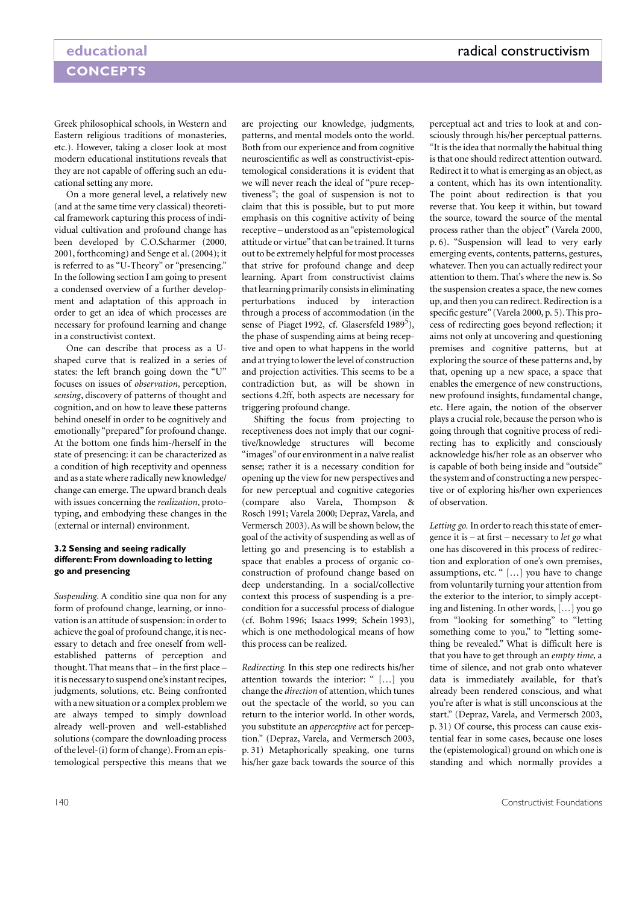Greek philosophical schools, in Western and Eastern religious traditions of monasteries, etc.). However, taking a closer look at most modern educational institutions reveals that they are not capable of offering such an educational setting any more.

On a more general level, a relatively new (and at the same time very classical) theoretical framework capturing this process of individual cultivation and profound change has been developed by C.O.Scharmer (2000, 2001, forthcoming) and Senge et al. (2004); it is referred to as "U-Theory" or "presencing." In the following section I am going to present a condensed overview of a further development and adaptation of this approach in order to get an idea of which processes are necessary for profound learning and change in a constructivist context.

One can describe that process as a U-shaped curve that is realized in a series of states: the left branch going down the "U" focuses on issues of *observation*, perception, *sensing*, discovery of patterns of thought and cognition, and on how to leave these patterns behind oneself in order to be cognitively and emotionally "prepared" for profound change. At the bottom one finds him-/herself in the state of presencing: it can be characterized as a condition of high receptivity and openness and as a state where radically new knowledge/change can emerge. The upward branch deals with issues concerning the *realization*, prototyping, and embodying these changes in the (external or internal) environment.

### 3.2 Sensing and seeing radically different: From downloading to letting go and presencing

*Suspending.* A conditio sine qua non for any form of profound change, learning, or innovation is an attitude of suspension: in order to achieve the goal of profound change, it is necessary to detach and free oneself from well-established patterns of perception and thought. That means that – in the first place – it is necessary to suspend one's instant recipes, judgments, solutions, etc. Being confronted with a new situation or a complex problem we are always temped to simply download already well-proven and well-established solutions (compare the downloading process of the level-(i) form of change). From an epistemological perspective this means that we are projecting our knowledge, judgments, patterns, and mental models onto the world. Both from our experience and from cognitive neuroscientific as well as constructivist-epistemological considerations it is evident that we will never reach the ideal of "pure receptiveness"; the goal of suspension is not to claim that this is possible, but to put more emphasis on this cognitive activity of being receptive – understood as an "epistemological attitude or virtue" that can be trained. It turns out to be extremely helpful for most processes that strive for profound change and deep learning. Apart from constructivist claims that learning primarily consists in eliminating perturbations induced by interaction through a process of accommodation (in the sense of Piaget 1992, cf. Glasersfeld 1989[5]), the phase of suspending aims at being receptive and open to what happens in the world and at trying to lower the level of construction and projection activities. This seems to be a contradiction but, as will be shown in sections 4.2ff, both aspects are necessary for triggering profound change.

Shifting the focus from projecting to receptiveness does not imply that our cognitive/knowledge structures will become "images" of our environment in a naïve realist sense; rather it is a necessary condition for opening up the view for new perspectives and for new perceptual and cognitive categories (compare also Varela, Thompson & Rosch 1991; Varela 2000; Depraz, Varela, and Vermersch 2003). As will be shown below, the goal of the activity of suspending as well as of letting go and presencing is to establish a space that enables a process of organic co-construction of profound change based on deep understanding. In a social/collective context this process of suspending is a precondition for a successful process of dialogue (cf. Bohm 1996; Isaacs 1999; Schein 1993), which is one methodological means of how this process can be realized.

*Redirecting.* In this step one redirects his/her attention towards the interior: " […] you change the *direction* of attention, which tunes out the spectacle of the world, so you can return to the interior world. In other words, you substitute an *apperceptive* act for perception." (Depraz, Varela, and Vermersch 2003, p. 31) Metaphorically speaking, one turns his/her gaze back towards the source of this perceptual act and tries to look at and consciously through his/her perceptual patterns. "It is the idea that normally the habitual thing is that one should redirect attention outward. Redirect it to what is emerging as an object, as a content, which has its own intentionality. The point about redirection is that you reverse that. You keep it within, but toward the source, toward the source of the mental process rather than the object" (Varela 2000, p. 6). "Suspension will lead to very early emerging events, contents, patterns, gestures, whatever. Then you can actually redirect your attention to them. That's where the new is. So the suspension creates a space, the new comes up, and then you can redirect. Redirection is a specific gesture" (Varela 2000, p. 5). This process of redirecting goes beyond reflection; it aims not only at uncovering and questioning premises and cognitive patterns, but at exploring the source of these patterns and, by that, opening up a new space, a space that enables the emergence of new constructions, new profound insights, fundamental change, etc. Here again, the notion of the observer plays a crucial role, because the person who is going through that cognitive process of redirecting has to explicitly and consciously acknowledge his/her role as an observer who is capable of both being inside and "outside" the system and of constructing a new perspective or of exploring his/her own experiences of observation.

*Letting go.* In order to reach this state of emergence it is – at first – necessary to *let go* what one has discovered in this process of redirection and exploration of one's own premises, assumptions, etc. " […] you have to change from voluntarily turning your attention from the exterior to the interior, to simply accepting and listening. In other words, […] you go from "looking for something" to "letting something come to you," to "letting something be revealed." What is difficult here is that you have to get through an *empty time,* a time of silence, and not grab onto whatever data is immediately available, for that's already been rendered conscious, and what you're after is what is still unconscious at the start." (Depraz, Varela, and Vermersch 2003, p. 31) Of course, this process can cause existential fear in some cases, because one loses the (epistemological) ground on which one is standing and which normally provides a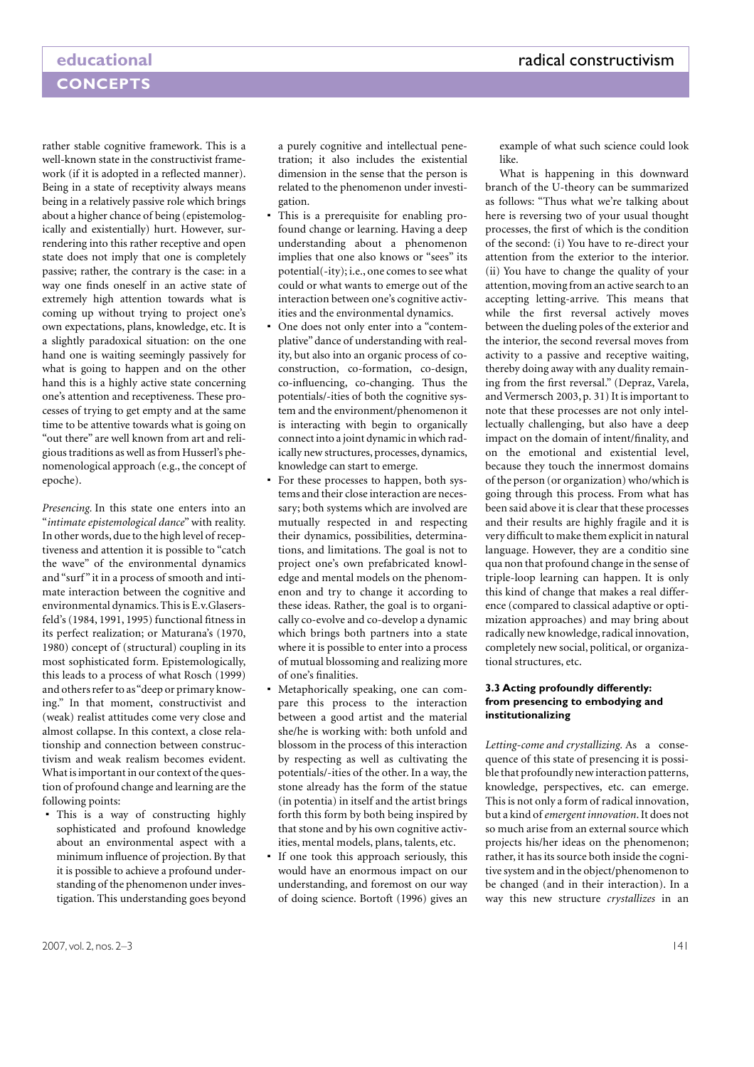rather stable cognitive framework. This is a well-known state in the constructivist framework (if it is adopted in a reflected manner). Being in a state of receptivity always means being in a relatively passive role which brings about a higher chance of being (epistemologically and existentially) hurt. However, surrendering into this rather receptive and open state does not imply that one is completely passive; rather, the contrary is the case: in a way one finds oneself in an active state of extremely high attention towards what is coming up without trying to project one's own expectations, plans, knowledge, etc. It is a slightly paradoxical situation: on the one hand one is waiting seemingly passively for what is going to happen and on the other hand this is a highly active state concerning one's attention and receptiveness. These processes of trying to get empty and at the same time to be attentive towards what is going on "out there" are well known from art and religious traditions as well as from Husserl's phenomenological approach (e.g., the concept of epoche).

*Presencing.* In this state one enters into an "*intimate epistemological dance*" with reality. In other words, due to the high level of receptiveness and attention it is possible to "catch the wave" of the environmental dynamics and "surf" it in a process of smooth and intimate interaction between the cognitive and environmental dynamics. This is E. v. Glasersfeld's (1984, 1991, 1995) functional fitness in its perfect realization; or Maturana's (1970, 1980) concept of (structural) coupling in its most sophisticated form. Epistemologically, this leads to a process of what Rosch (1999) and others refer to as "deep or primary knowing." In that moment, constructivist and (weak) realist attitudes come very close and almost collapse. In this context, a close relationship and connection between constructivism and weak realism becomes evident. What is important in our context of the question of profound change and learning are the following points:

- This is a way of constructing highly sophisticated and profound knowledge about an environmental aspect with a minimum influence of projection. By that it is possible to achieve a profound understanding of the phenomenon under investigation. This understanding goes beyond a purely cognitive and intellectual penetration; it also includes the existential dimension in the sense that the person is related to the phenomenon under investigation.
- This is a prerequisite for enabling profound change or learning. Having a deep understanding about a phenomenon implies that one also knows or "sees" its potential(-ity); i.e., one comes to see what could or what wants to emerge out of the interaction between one's cognitive activities and the environmental dynamics.
- One does not only enter into a "contemplative" dance of understanding with reality, but also into an organic process of co-construction, co-formation, co-design, co-influencing, co-changing. Thus the potentials/-ities of both the cognitive system and the environment/phenomenon it is interacting with begin to organically connect into a joint dynamic in which radically new structures, processes, dynamics, knowledge can start to emerge.
- For these processes to happen, both systems and their close interaction are necessary; both systems which are involved are mutually respected in and respecting their dynamics, possibilities, determinations, and limitations. The goal is not to project one's own prefabricated knowledge and mental models on the phenomenon and try to change it according to these ideas. Rather, the goal is to organically co-evolve and co-develop a dynamic which brings both partners into a state where it is possible to enter into a process of mutual blossoming and realizing more of one's finalities.
- Metaphorically speaking, one can compare this process to the interaction between a good artist and the material she/he is working with: both unfold and blossom in the process of this interaction by respecting as well as cultivating the potentials/-ities of the other. In a way, the stone already has the form of the statue (in potentia) in itself and the artist brings forth this form by both being inspired by that stone and by his own cognitive activities, mental models, plans, talents, etc.
- If one took this approach seriously, this would have an enormous impact on our understanding, and foremost on our way of doing science. Bortoft (1996) gives an example of what such science could look like.

What is happening in this downward branch of the U-theory can be summarized as follows: "Thus what we're talking about here is reversing two of your usual thought processes, the first of which is the condition of the second: (i) You have to re-direct your attention from the exterior to the interior. (ii) You have to change the quality of your attention, moving from an active search to an accepting letting-arrive. This means that while the first reversal actively moves between the dueling poles of the exterior and the interior, the second reversal moves from activity to a passive and receptive waiting, thereby doing away with any duality remaining from the first reversal." (Depraz, Varela, and Vermersch 2003, p. 31) It is important to note that these processes are not only intellectually challenging, but also have a deep impact on the domain of intent/finality, and on the emotional and existential level, because they touch the innermost domains of the person (or organization) who/which is going through this process. From what has been said above it is clear that these processes and their results are highly fragile and it is very difficult to make them explicit in natural language. However, they are a conditio sine qua non that profound change in the sense of triple-loop learning can happen. It is only this kind of change that makes a real difference (compared to classical adaptive or optimization approaches) and may bring about radically new knowledge, radical innovation, completely new social, political, or organizational structures, etc.

### 3.3 Acting profoundly differently: from presencing to embodying and institutionalizing

*Letting-come and crystallizing.* As a consequence of this state of presencing it is possible that profoundly new interaction patterns, knowledge, perspectives, etc. can emerge. This is not only a form of radical innovation, but a kind of *emergent innovation*. It does not so much arise from an external source which projects his/her ideas on the phenomenon; rather, it has its source both inside the cognitive system and in the object/phenomenon to be changed (and in their interaction). In a way this new structure *crystallizes* in an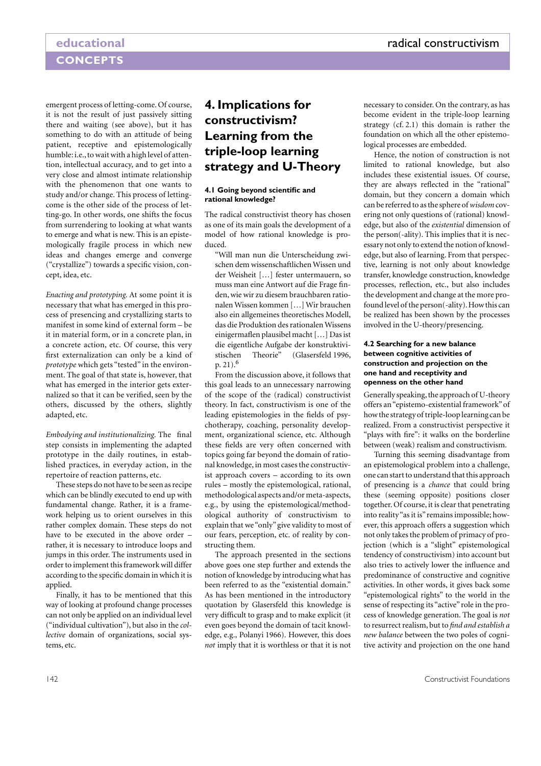emergent process of letting-come. Of course, it is not the result of just passively sitting there and waiting (see above), but it has something to do with an attitude of being patient, receptive and epistemologically humble: i.e., to wait with a high level of attention, intellectual accuracy, and to get into a very close and almost intimate relationship with the phenomenon that one wants to study and/or change. This process of letting-come is the other side of the process of letting-go. In other words, one shifts the focus from surrendering to looking at what wants to emerge and what is new. This is an epistemologically fragile process in which new ideas and changes emerge and converge ("crystallize") towards a specific vision, concept, idea, etc.

*Enacting and prototyping.* At some point it is necessary that what has emerged in this process of presencing and crystallizing starts to manifest in some kind of external form – be it in material form, or in a concrete plan, in a concrete action, etc. Of course, this very first externalization can only be a kind of *prototype* which gets "tested" in the environment. The goal of that state is, however, that what has emerged in the interior gets externalized so that it can be verified, seen by the others, discussed by the others, slightly adapted, etc.

*Embodying and institutionalizing.* The final step consists in implementing the adapted prototype in the daily routines, in established practices, in everyday action, in the repertoire of reaction patterns, etc.

These steps do not have to be seen as recipe which can be blindly executed to end up with fundamental change. Rather, it is a framework helping us to orient ourselves in this rather complex domain. These steps do not have to be executed in the above order – rather, it is necessary to introduce loops and jumps in this order. The instruments used in order to implement this framework will differ according to the specific domain in which it is applied.

Finally, it has to be mentioned that this way of looking at profound change processes can not only be applied on an individual level ("individual cultivation"), but also in the *collective* domain of organizations, social systems, etc.

## 4. Implications for constructivism? Learning from the triple-loop learning strategy and U-Theory

### 4.1 Going beyond scientific and rational knowledge?

The radical constructivist theory has chosen as one of its main goals the development of a model of how rational knowledge is produced.

> "Will man nun die Unterscheidung zwischen dem wissenschaftlichen Wissen und der Weisheit […] fester untermauern, so muss man eine Antwort auf die Frage finden, wie wir zu diesem brauchbaren rationalen Wissen kommen […] Wir brauchen also ein allgemeines theoretisches Modell, das die Produktion des rationalen Wissens einigermaßen plausibel macht […] Das ist die eigentliche Aufgabe der konstruktivistischen Theorie" (Glasersfeld 1996, p. 21).[6]

From the discussion above, it follows that this goal leads to an unnecessary narrowing of the scope of the (radical) constructivist theory. In fact, constructivism is one of the leading epistemologies in the fields of psychotherapy, coaching, personality development, organizational science, etc. Although these fields are very often concerned with topics going far beyond the domain of rational knowledge, in most cases the constructivist approach covers – according to its own rules – mostly the epistemological, rational, methodological aspects and/or meta-aspects, e.g., by using the epistemological/methodological authority of constructivism to explain that we "only" give validity to most of our fears, perception, etc. of reality by constructing them.

The approach presented in the sections above goes one step further and extends the notion of knowledge by introducing what has been referred to as the "existential domain." As has been mentioned in the introductory quotation by Glasersfeld this knowledge is very difficult to grasp and to make explicit (it even goes beyond the domain of tacit knowledge, e.g., Polanyi 1966). However, this does *not* imply that it is worthless or that it is not necessary to consider. On the contrary, as has become evident in the triple-loop learning strategy (cf. 2.1) this domain is rather the foundation on which all the other epistemological processes are embedded.

Hence, the notion of construction is not limited to rational knowledge, but also includes these existential issues. Of course, they are always reflected in the "rational" domain, but they concern a domain which can be referred to as the sphere of *wisdom* covering not only questions of (rational) knowledge, but also of the *existential* dimension of the person(-ality). This implies that it is necessary not only to extend the notion of knowledge, but also of learning. From that perspective, learning is not only about knowledge transfer, knowledge construction, knowledge processes, reflection, etc., but also includes the development and change at the more profound level of the person(-ality). How this can be realized has been shown by the processes involved in the U-theory/presencing.

### 4.2 Searching for a new balance between cognitive activities of construction and projection on the one hand and receptivity and openness on the other hand

Generally speaking, the approach of U-theory offers an "epistemo-existential framework" of how the strategy of triple-loop learning can be realized. From a constructivist perspective it "plays with fire": it walks on the borderline between (weak) realism and constructivism.

Turning this seeming disadvantage from an epistemological problem into a challenge, one can start to understand that this approach of presencing is a *chance* that could bring these (seeming opposite) positions closer together. Of course, it is clear that penetrating into reality "as it is" remains impossible; however, this approach offers a suggestion which not only takes the problem of primacy of projection (which is a "slight" epistemological tendency of constructivism) into account but also tries to actively lower the influence and predominance of constructive and cognitive activities. In other words, it gives back some "epistemological rights" to the world in the sense of respecting its "active" role in the process of knowledge generation. The goal is *not* to resurrect realism, but to *find and establish a new balance* between the two poles of cognitive activity and projection on the one hand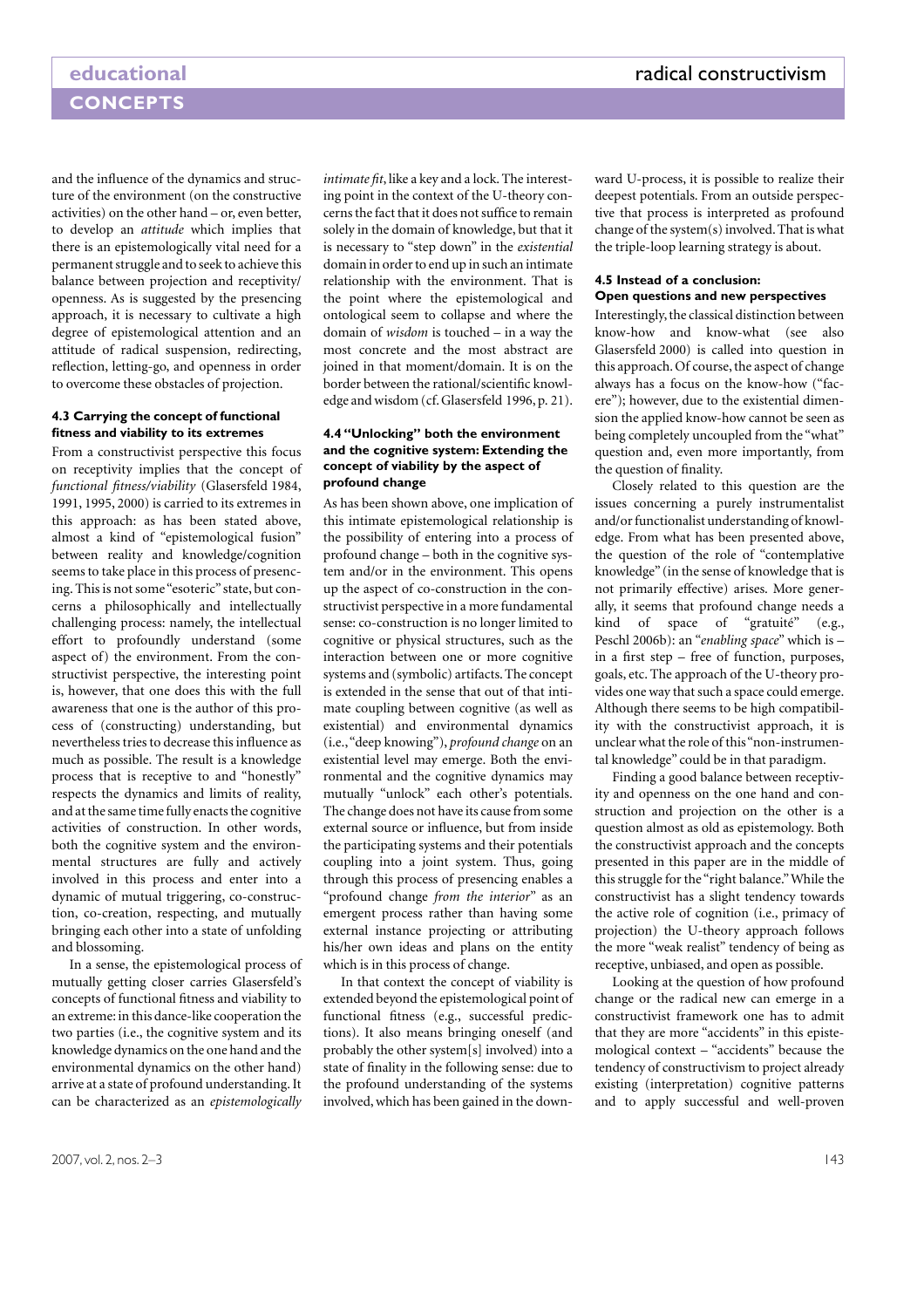and the influence of the dynamics and structure of the environment (on the constructive activities) on the other hand – or, even better, to develop an *attitude* which implies that there is an epistemologically vital need for a permanent struggle and to seek to achieve this balance between projection and receptivity/openness. As is suggested by the presencing approach, it is necessary to cultivate a high degree of epistemological attention and an attitude of radical suspension, redirecting, reflection, letting-go, and openness in order to overcome these obstacles of projection.

### 4.3 Carrying the concept of functional fitness and viability to its extremes

From a constructivist perspective this focus on receptivity implies that the concept of *functional fitness/viability* (Glasersfeld 1984, 1991, 1995, 2000) is carried to its extremes in this approach: as has been stated above, almost a kind of "epistemological fusion" between reality and knowledge/cognition seems to take place in this process of presencing. This is not some "esoteric" state, but concerns a philosophically and intellectually challenging process: namely, the intellectual effort to profoundly understand (some aspect of) the environment. From the constructivist perspective, the interesting point is, however, that one does this with the full awareness that one is the author of this process of (constructing) understanding, but nevertheless tries to decrease this influence as much as possible. The result is a knowledge process that is receptive to and "honestly" respects the dynamics and limits of reality, and at the same time fully enacts the cognitive activities of construction. In other words, both the cognitive system and the environmental structures are fully and actively involved in this process and enter into a dynamic of mutual triggering, co-construction, co-creation, respecting, and mutually bringing each other into a state of unfolding and blossoming.

In a sense, the epistemological process of mutually getting closer carries Glasersfeld's concepts of functional fitness and viability to an extreme: in this dance-like cooperation the two parties (i.e., the cognitive system and its knowledge dynamics on the one hand and the environmental dynamics on the other hand) arrive at a state of profound understanding. It can be characterized as an *epistemologically intimate fit*, like a key and a lock. The interesting point in the context of the U-theory concerns the fact that it does not suffice to remain solely in the domain of knowledge, but that it is necessary to "step down" in the *existential* domain in order to end up in such an intimate relationship with the environment. That is the point where the epistemological and ontological seem to collapse and where the domain of *wisdom* is touched – in a way the most concrete and the most abstract are joined in that moment/domain. It is on the border between the rational/scientific knowledge and wisdom (cf. Glasersfeld 1996, p. 21).

### 4.4 "Unlocking" both the environment and the cognitive system: Extending the concept of viability by the aspect of profound change

As has been shown above, one implication of this intimate epistemological relationship is the possibility of entering into a process of profound change – both in the cognitive system and/or in the environment. This opens up the aspect of co-construction in the constructivist perspective in a more fundamental sense: co-construction is no longer limited to cognitive or physical structures, such as the interaction between one or more cognitive systems and (symbolic) artifacts. The concept is extended in the sense that out of that intimate coupling between cognitive (as well as existential) and environmental dynamics (i.e., "deep knowing"), *profound change* on an existential level may emerge. Both the environmental and the cognitive dynamics may mutually "unlock" each other's potentials. The change does not have its cause from some external source or influence, but from inside the participating systems and their potentials coupling into a joint system. Thus, going through this process of presencing enables a "profound change *from the interior*" as an emergent process rather than having some external instance projecting or attributing his/her own ideas and plans on the entity which is in this process of change.

In that context the concept of viability is extended beyond the epistemological point of functional fitness (e.g., successful predictions). It also means bringing oneself (and probably the other system[s] involved) into a state of finality in the following sense: due to the profound understanding of the systems involved, which has been gained in the downward U-process, it is possible to realize their deepest potentials. From an outside perspective that process is interpreted as profound change of the system(s) involved. That is what the triple-loop learning strategy is about.

### 4.5 Instead of a conclusion: Open questions and new perspectives

Interestingly, the classical distinction between know-how and know-what (see also Glasersfeld 2000) is called into question in this approach. Of course, the aspect of change always has a focus on the know-how ("facere"); however, due to the existential dimension the applied know-how cannot be seen as being completely uncoupled from the "what" question and, even more importantly, from the question of finality.

Closely related to this question are the issues concerning a purely instrumentalist and/or functionalist understanding of knowledge. From what has been presented above, the question of the role of "contemplative knowledge" (in the sense of knowledge that is not primarily effective) arises. More generally, it seems that profound change needs a kind of space of "gratuité" (e.g., Peschl 2006b): an "*enabling space*" which is – in a first step – free of function, purposes, goals, etc. The approach of the U-theory provides one way that such a space could emerge. Although there seems to be high compatibility with the constructivist approach, it is unclear what the role of this "non-instrumental knowledge" could be in that paradigm.

Finding a good balance between receptivity and openness on the one hand and construction and projection on the other is a question almost as old as epistemology. Both the constructivist approach and the concepts presented in this paper are in the middle of this struggle for the "right balance." While the constructivist has a slight tendency towards the active role of cognition (i.e., primacy of projection) the U-theory approach follows the more "weak realist" tendency of being as receptive, unbiased, and open as possible.

Looking at the question of how profound change or the radical new can emerge in a constructivist framework one has to admit that they are more "accidents" in this epistemological context – "accidents" because the tendency of constructivism to project already existing (interpretation) cognitive patterns and to apply successful and well-proven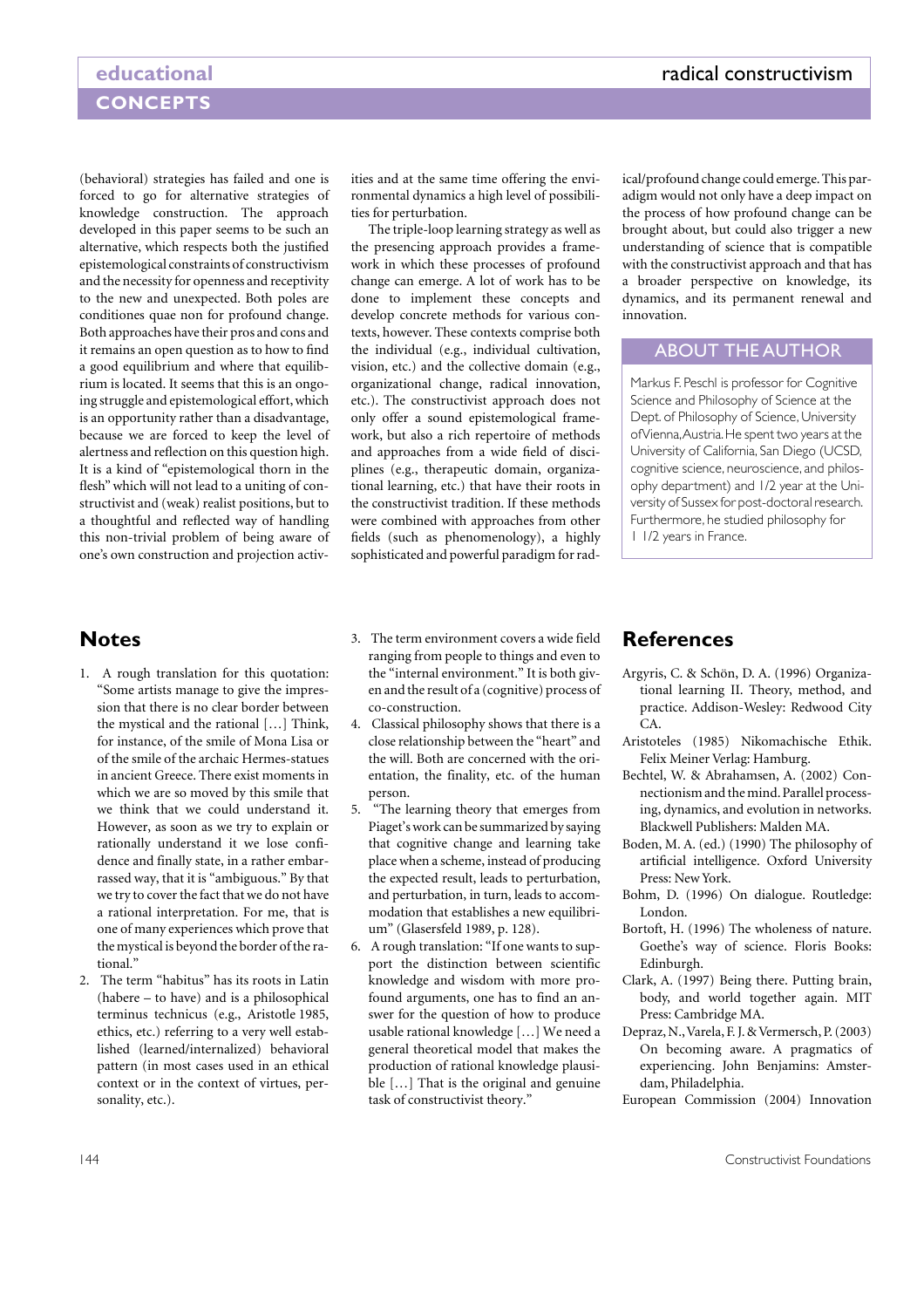(behavioral) strategies has failed and one is forced to go for alternative strategies of knowledge construction. The approach developed in this paper seems to be such an alternative, which respects both the justified epistemological constraints of constructivism and the necessity for openness and receptivity to the new and unexpected. Both poles are conditiones quae non for profound change. Both approaches have their pros and cons and it remains an open question as to how to find a good equilibrium and where that equilibrium is located. It seems that this is an ongoing struggle and epistemological effort, which is an opportunity rather than a disadvantage, because we are forced to keep the level of alertness and reflection on this question high. It is a kind of "epistemological thorn in the flesh" which will not lead to a uniting of constructivist and (weak) realist positions, but to a thoughtful and reflected way of handling this non-trivial problem of being aware of one's own construction and projection activities and at the same time offering the environmental dynamics a high level of possibilities for perturbation.

The triple-loop learning strategy as well as the presencing approach provides a framework in which these processes of profound change can emerge. A lot of work has to be done to implement these concepts and develop concrete methods for various contexts, however. These contexts comprise both the individual (e.g., individual cultivation, vision, etc.) and the collective domain (e.g., organizational change, radical innovation, etc.). The constructivist approach does not only offer a sound epistemological framework, but also a rich repertoire of methods and approaches from a wide field of disciplines (e.g., therapeutic domain, organizational learning, etc.) that have their roots in the constructivist tradition. If these methods were combined with approaches from other fields (such as phenomenology), a highly sophisticated and powerful paradigm for radical/profound change could emerge. This paradigm would not only have a deep impact on the process of how profound change can be brought about, but could also trigger a new understanding of science that is compatible with the constructivist approach and that has a broader perspective on knowledge, its dynamics, and its permanent renewal and innovation.

## About the Author

Markus F. Peschl is professor for Cognitive Science and Philosophy of Science at the Dept. of Philosophy of Science, University of Vienna, Austria. He spent two years at the University of California, San Diego (UCSD, cognitive science, neuroscience, and philosophy department) and 1/2 year at the University of Sussex for post-doctoral research. Furthermore, he studied philosophy for 1 1/2 years in France.

## Notes

1. A rough translation for this quotation: "Some artists manage to give the impression that there is no clear border between the mystical and the rational […] Think, for instance, of the smile of Mona Lisa or of the smile of the archaic Hermes-statues in ancient Greece. There exist moments in which we are so moved by this smile that we think that we could understand it. However, as soon as we try to explain or rationally understand it we lose confidence and finally state, in a rather embarrassed way, that it is "ambiguous." By that we try to cover the fact that we do not have a rational interpretation. For me, that is one of many experiences which prove that the mystical is beyond the border of the rational."
2. The term "habitus" has its roots in Latin (habere – to have) and is a philosophical terminus technicus (e.g., Aristotle 1985, ethics, etc.) referring to a very well established (learned/internalized) behavioral pattern (in most cases used in an ethical context or in the context of virtues, personality, etc.).
3. The term environment covers a wide field ranging from people to things and even to the "internal environment." It is both given and the result of a (cognitive) process of co-construction.
4. Classical philosophy shows that there is a close relationship between the "heart" and the will. Both are concerned with the orientation, the finality, etc. of the human person.
5. "The learning theory that emerges from Piaget's work can be summarized by saying that cognitive change and learning take place when a scheme, instead of producing the expected result, leads to perturbation, and perturbation, in turn, leads to accommodation that establishes a new equilibrium" (Glasersfeld 1989, p. 128).
6. A rough translation: "If one wants to support the distinction between scientific knowledge and wisdom with more profound arguments, one has to find an answer for the question of how to produce usable rational knowledge […] We need a general theoretical model that makes the production of rational knowledge plausible […] That is the original and genuine task of constructivist theory."

## References

Argyris, C. & Schön, D. A. (1996) Organizational learning II. Theory, method, and practice. Addison-Wesley: Redwood City CA.

Aristoteles (1985) Nikomachische Ethik. Felix Meiner Verlag: Hamburg.

Bechtel, W. & Abrahamsen, A. (2002) Connectionism and the mind. Parallel processing, dynamics, and evolution in networks. Blackwell Publishers: Malden MA.

Boden, M. A. (ed.) (1990) The philosophy of artificial intelligence. Oxford University Press: New York.

Bohm, D. (1996) On dialogue. Routledge: London.

Bortoft, H. (1996) The wholeness of nature. Goethe's way of science. Floris Books: Edinburgh.

Clark, A. (1997) Being there. Putting brain, body, and world together again. MIT Press: Cambridge MA.

Depraz, N., Varela, F. J. & Vermersch, P. (2003) On becoming aware. A pragmatics of experiencing. John Benjamins: Amsterdam, Philadelphia.

European Commission (2004) Innovation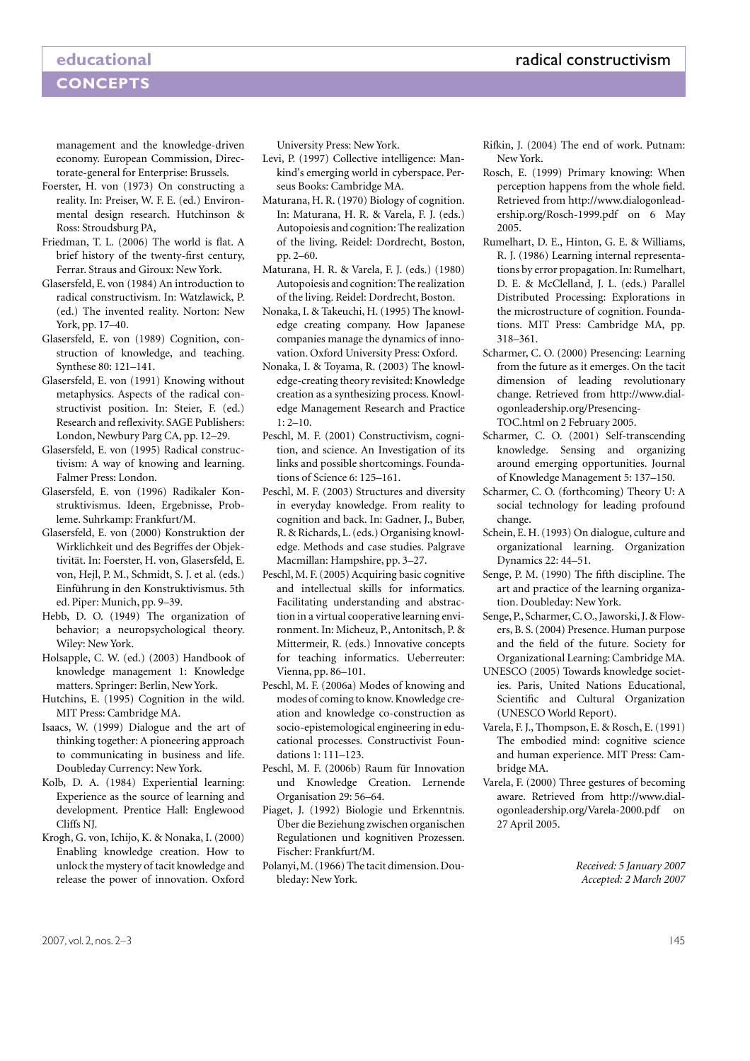management and the knowledge-driven economy. European Commission, Directorate-general for Enterprise: Brussels.

Foerster, H. von (1973) On constructing a reality. In: Preiser, W. F. E. (ed.) Environmental design research. Hutchinson & Ross: Stroudsburg PA,

Friedman, T. L. (2006) The world is flat. A brief history of the twenty-first century, Ferrar. Straus and Giroux: New York.

Glasersfeld, E. von (1984) An introduction to radical constructivism. In: Watzlawick, P. (ed.) The invented reality. Norton: New York, pp. 17–40.

Glasersfeld, E. von (1989) Cognition, construction of knowledge, and teaching. Synthese 80: 121–141.

Glasersfeld, E. von (1991) Knowing without metaphysics. Aspects of the radical constructivist position. In: Steier, F. (ed.) Research and reflexivity. SAGE Publishers: London, Newbury Parg CA, pp. 12–29.

Glasersfeld, E. von (1995) Radical constructivism: A way of knowing and learning. Falmer Press: London.

Glasersfeld, E. von (1996) Radikaler Konstruktivismus. Ideen, Ergebnisse, Probleme. Suhrkamp: Frankfurt/M.

Glasersfeld, E. von (2000) Konstruktion der Wirklichkeit und des Begriffes der Objektivität. In: Foerster, H. von, Glasersfeld, E. von, Hejl, P. M., Schmidt, S. J. et al. (eds.) Einführung in den Konstruktivismus. 5th ed. Piper: Munich, pp. 9–39.

Hebb, D. O. (1949) The organization of behavior; a neuropsychological theory. Wiley: New York.

Holsapple, C. W. (ed.) (2003) Handbook of knowledge management 1: Knowledge matters. Springer: Berlin, New York.

Hutchins, E. (1995) Cognition in the wild. MIT Press: Cambridge MA.

Isaacs, W. (1999) Dialogue and the art of thinking together: A pioneering approach to communicating in business and life. Doubleday Currency: New York.

Kolb, D. A. (1984) Experiential learning: Experience as the source of learning and development. Prentice Hall: Englewood Cliffs NJ.

Krogh, G. von, Ichijo, K. & Nonaka, I. (2000) Enabling knowledge creation. How to unlock the mystery of tacit knowledge and release the power of innovation. Oxford University Press: New York.

Levi, P. (1997) Collective intelligence: Mankind's emerging world in cyberspace. Perseus Books: Cambridge MA.

Maturana, H. R. (1970) Biology of cognition. In: Maturana, H. R. & Varela, F. J. (eds.) Autopoiesis and cognition: The realization of the living. Reidel: Dordrecht, Boston, pp. 2–60.

Maturana, H. R. & Varela, F. J. (eds.) (1980) Autopoiesis and cognition: The realization of the living. Reidel: Dordrecht, Boston.

Nonaka, I. & Takeuchi, H. (1995) The knowledge creating company. How Japanese companies manage the dynamics of innovation. Oxford University Press: Oxford.

Nonaka, I. & Toyama, R. (2003) The knowledge-creating theory revisited: Knowledge creation as a synthesizing process. Knowledge Management Research and Practice 1: 2–10.

Peschl, M. F. (2001) Constructivism, cognition, and science. An Investigation of its links and possible shortcomings. Foundations of Science 6: 125–161.

Peschl, M. F. (2003) Structures and diversity in everyday knowledge. From reality to cognition and back. In: Gadner, J., Buber, R. & Richards, L. (eds.) Organising knowledge. Methods and case studies. Palgrave Macmillan: Hampshire, pp. 3–27.

Peschl, M. F. (2005) Acquiring basic cognitive and intellectual skills for informatics. Facilitating understanding and abstraction in a virtual cooperative learning environment. In: Micheuz, P., Antonitsch, P. & Mittermeir, R. (eds.) Innovative concepts for teaching informatics. Ueberreuter: Vienna, pp. 86–101.

Peschl, M. F. (2006a) Modes of knowing and modes of coming to know. Knowledge creation and knowledge co-construction as socio-epistemological engineering in educational processes. Constructivist Foundations 1: 111–123.

Peschl, M. F. (2006b) Raum für Innovation und Knowledge Creation. Lernende Organisation 29: 56–64.

Piaget, J. (1992) Biologie und Erkenntnis. Über die Beziehung zwischen organischen Regulationen und kognitiven Prozessen. Fischer: Frankfurt/M.

Polanyi, M. (1966) The tacit dimension. Doubleday: New York.

Rifkin, J. (2004) The end of work. Putnam: New York.

Rosch, E. (1999) Primary knowing: When perception happens from the whole field. Retrieved from http://www.dialogonleadership.org/Rosch-1999.pdf on 6 May 2005.

Rumelhart, D. E., Hinton, G. E. & Williams, R. J. (1986) Learning internal representations by error propagation. In: Rumelhart, D. E. & McClelland, J. L. (eds.) Parallel Distributed Processing: Explorations in the microstructure of cognition. Foundations. MIT Press: Cambridge MA, pp. 318–361.

Scharmer, C. O. (2000) Presencing: Learning from the future as it emerges. On the tacit dimension of leading revolutionary change. Retrieved from http://www.dialogonleadership.org/Presencing-TOC.html on 2 February 2005.

Scharmer, C. O. (2001) Self-transcending knowledge. Sensing and organizing around emerging opportunities. Journal of Knowledge Management 5: 137–150.

Scharmer, C. O. (forthcoming) Theory U: A social technology for leading profound change.

Schein, E. H. (1993) On dialogue, culture and organizational learning. Organization Dynamics 22: 44–51.

Senge, P. M. (1990) The fifth discipline. The art and practice of the learning organization. Doubleday: New York.

Senge, P., Scharmer, C. O., Jaworski, J. & Flowers, B. S. (2004) Presence. Human purpose and the field of the future. Society for Organizational Learning: Cambridge MA.

UNESCO (2005) Towards knowledge societies. Paris, United Nations Educational, Scientific and Cultural Organization (UNESCO World Report).

Varela, F. J., Thompson, E. & Rosch, E. (1991) The embodied mind: cognitive science and human experience. MIT Press: Cambridge MA.

Varela, F. (2000) Three gestures of becoming aware. Retrieved from http://www.dialogonleadership.org/Varela-2000.pdf on 27 April 2005.

*Received: 5 January 2007*
*Accepted: 2 March 2007*